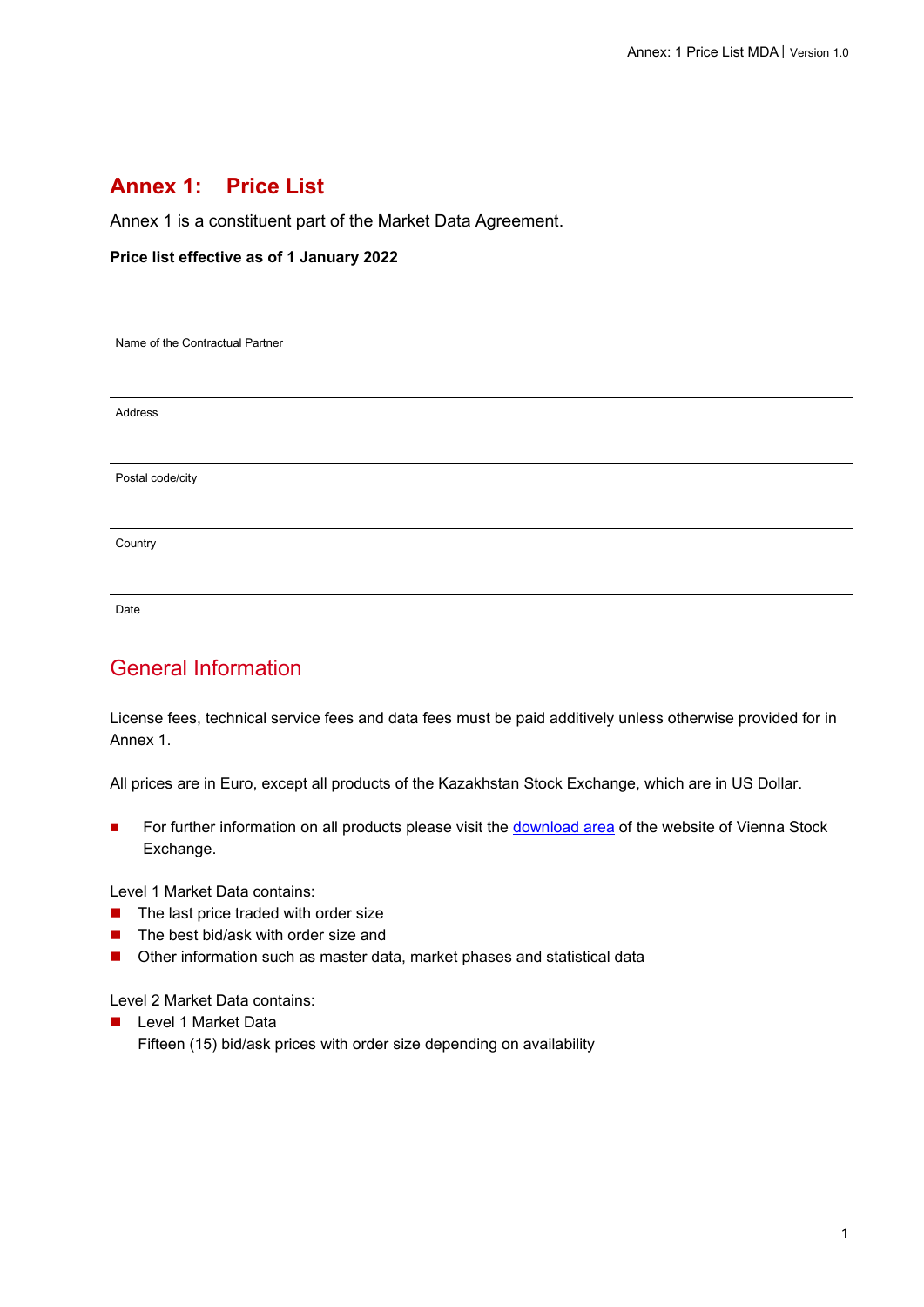# Annex 1: Price List

Annex 1 is a constituent part of the Market Data Agreement.

**Price list effective as of 1 January 2022**

| Name of the Contractual Partner |
|---|
| |

| Address |
|---|
| |

| Postal code/city |
|---|
| |

| Country |
|---|
| |

| Date |
|---|
| |

## General Information

License fees, technical service fees and data fees must be paid additively unless otherwise provided for in Annex 1.

All prices are in Euro, except all products of the Kazakhstan Stock Exchange, which are in US Dollar.

- For further information on all products please visit the download area of the website of Vienna Stock Exchange.

Level 1 Market Data contains:

- The last price traded with order size
- The best bid/ask with order size and
- Other information such as master data, market phases and statistical data

Level 2 Market Data contains:

- Level 1 Market Data
  Fifteen (15) bid/ask prices with order size depending on availability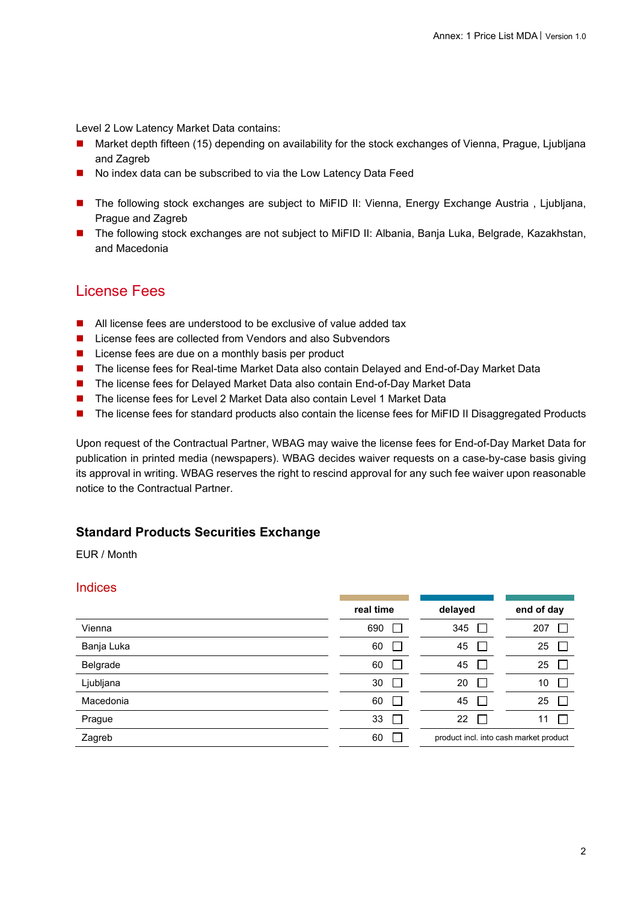Level 2 Low Latency Market Data contains:

- Market depth fifteen (15) depending on availability for the stock exchanges of Vienna, Prague, Ljubljana and Zagreb
- No index data can be subscribed to via the Low Latency Data Feed

- The following stock exchanges are subject to MiFID II: Vienna, Energy Exchange Austria , Ljubljana, Prague and Zagreb
- The following stock exchanges are not subject to MiFID II: Albania, Banja Luka, Belgrade, Kazakhstan, and Macedonia

## License Fees

- All license fees are understood to be exclusive of value added tax
- License fees are collected from Vendors and also Subvendors
- License fees are due on a monthly basis per product
- The license fees for Real-time Market Data also contain Delayed and End-of-Day Market Data
- The license fees for Delayed Market Data also contain End-of-Day Market Data
- The license fees for Level 2 Market Data also contain Level 1 Market Data
- The license fees for standard products also contain the license fees for MiFID II Disaggregated Products

Upon request of the Contractual Partner, WBAG may waive the license fees for End-of-Day Market Data for publication in printed media (newspapers). WBAG decides waiver requests on a case-by-case basis giving its approval in writing. WBAG reserves the right to rescind approval for any such fee waiver upon reasonable notice to the Contractual Partner.

### Standard Products Securities Exchange

EUR / Month

## Indices

| | real time | delayed | end of day |
|---|---|---|---|
| Vienna | 690 ☐ | 345 ☐ | 207 ☐ |
| Banja Luka | 60 ☐ | 45 ☐ | 25 ☐ |
| Belgrade | 60 ☐ | 45 ☐ | 25 ☐ |
| Ljubljana | 30 ☐ | 20 ☐ | 10 ☐ |
| Macedonia | 60 ☐ | 45 ☐ | 25 ☐ |
| Prague | 33 ☐ | 22 ☐ | 11 ☐ |
| Zagreb | 60 ☐ | product incl. into cash market product | |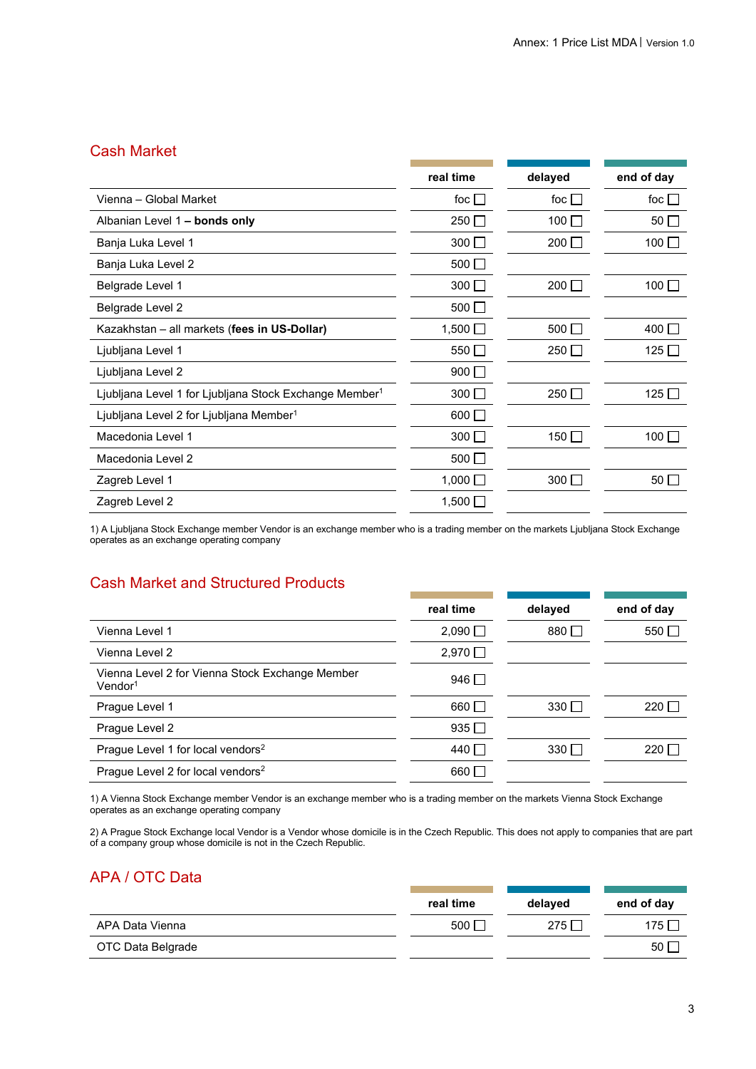## Cash Market

| | real time | delayed | end of day |
|---|---|---|---|
| Vienna – Global Market | foc ☐ | foc ☐ | foc ☐ |
| Albanian Level 1 **– bonds only** | 250 ☐ | 100 ☐ | 50 ☐ |
| Banja Luka Level 1 | 300 ☐ | 200 ☐ | 100 ☐ |
| Banja Luka Level 2 | 500 ☐ | | |
| Belgrade Level 1 | 300 ☐ | 200 ☐ | 100 ☐ |
| Belgrade Level 2 | 500 ☐ | | |
| Kazakhstan – all markets (**fees in US-Dollar)** | 1,500 ☐ | 500 ☐ | 400 ☐ |
| Ljubljana Level 1 | 550 ☐ | 250 ☐ | 125 ☐ |
| Ljubljana Level 2 | 900 ☐ | | |
| Ljubljana Level 1 for Ljubljana Stock Exchange Member[1] | 300 ☐ | 250 ☐ | 125 ☐ |
| Ljubljana Level 2 for Ljubljana Member[1] | 600 ☐ | | |
| Macedonia Level 1 | 300 ☐ | 150 ☐ | 100 ☐ |
| Macedonia Level 2 | 500 ☐ | | |
| Zagreb Level 1 | 1,000 ☐ | 300 ☐ | 50 ☐ |
| Zagreb Level 2 | 1,500 ☐ | | |

1) A Ljubljana Stock Exchange member Vendor is an exchange member who is a trading member on the markets Ljubljana Stock Exchange operates as an exchange operating company

## Cash Market and Structured Products

| | real time | delayed | end of day |
|---|---|---|---|
| Vienna Level 1 | 2,090 ☐ | 880 ☐ | 550 ☐ |
| Vienna Level 2 | 2,970 ☐ | | |
| Vienna Level 2 for Vienna Stock Exchange Member Vendor[1] | 946 ☐ | | |
| Prague Level 1 | 660 ☐ | 330 ☐ | 220 ☐ |
| Prague Level 2 | 935 ☐ | | |
| Prague Level 1 for local vendors[2] | 440 ☐ | 330 ☐ | 220 ☐ |
| Prague Level 2 for local vendors[2] | 660 ☐ | | |

1) A Vienna Stock Exchange member Vendor is an exchange member who is a trading member on the markets Vienna Stock Exchange operates as an exchange operating company

2) A Prague Stock Exchange local Vendor is a Vendor whose domicile is in the Czech Republic. This does not apply to companies that are part of a company group whose domicile is not in the Czech Republic.

## APA / OTC Data

| | real time | delayed | end of day |
|---|---|---|---|
| APA Data Vienna | 500 ☐ | 275 ☐ | 175 ☐ |
| OTC Data Belgrade | | | 50 ☐ |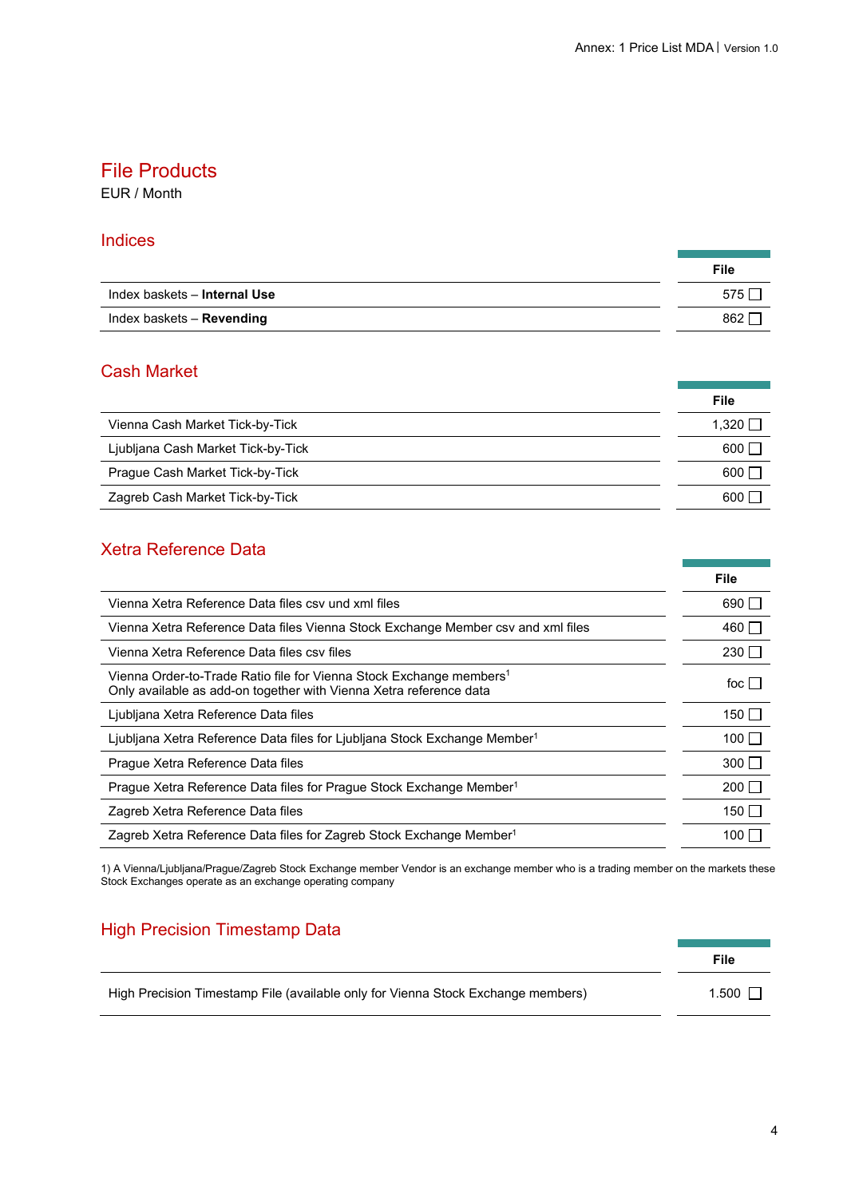# File Products

EUR / Month

## Indices

| | File |
|---|---|
| Index baskets – **Internal Use** | 575 ☐ |
| Index baskets – **Revending** | 862 ☐ |

## Cash Market

| | File |
|---|---|
| Vienna Cash Market Tick-by-Tick | 1,320 ☐ |
| Ljubljana Cash Market Tick-by-Tick | 600 ☐ |
| Prague Cash Market Tick-by-Tick | 600 ☐ |
| Zagreb Cash Market Tick-by-Tick | 600 ☐ |

## Xetra Reference Data

| | File |
|---|---|
| Vienna Xetra Reference Data files csv und xml files | 690 ☐ |
| Vienna Xetra Reference Data files Vienna Stock Exchange Member csv and xml files | 460 ☐ |
| Vienna Xetra Reference Data files csv files | 230 ☐ |
| Vienna Order-to-Trade Ratio file for Vienna Stock Exchange members[1] Only available as add-on together with Vienna Xetra reference data | foc ☐ |
| Ljubljana Xetra Reference Data files | 150 ☐ |
| Ljubljana Xetra Reference Data files for Ljubljana Stock Exchange Member[1] | 100 ☐ |
| Prague Xetra Reference Data files | 300 ☐ |
| Prague Xetra Reference Data files for Prague Stock Exchange Member[1] | 200 ☐ |
| Zagreb Xetra Reference Data files | 150 ☐ |
| Zagreb Xetra Reference Data files for Zagreb Stock Exchange Member[1] | 100 ☐ |

1) A Vienna/Ljubljana/Prague/Zagreb Stock Exchange member Vendor is an exchange member who is a trading member on the markets these Stock Exchanges operate as an exchange operating company

## High Precision Timestamp Data

| | File |
|---|---|
| High Precision Timestamp File (available only for Vienna Stock Exchange members) | 1.500 ☐ |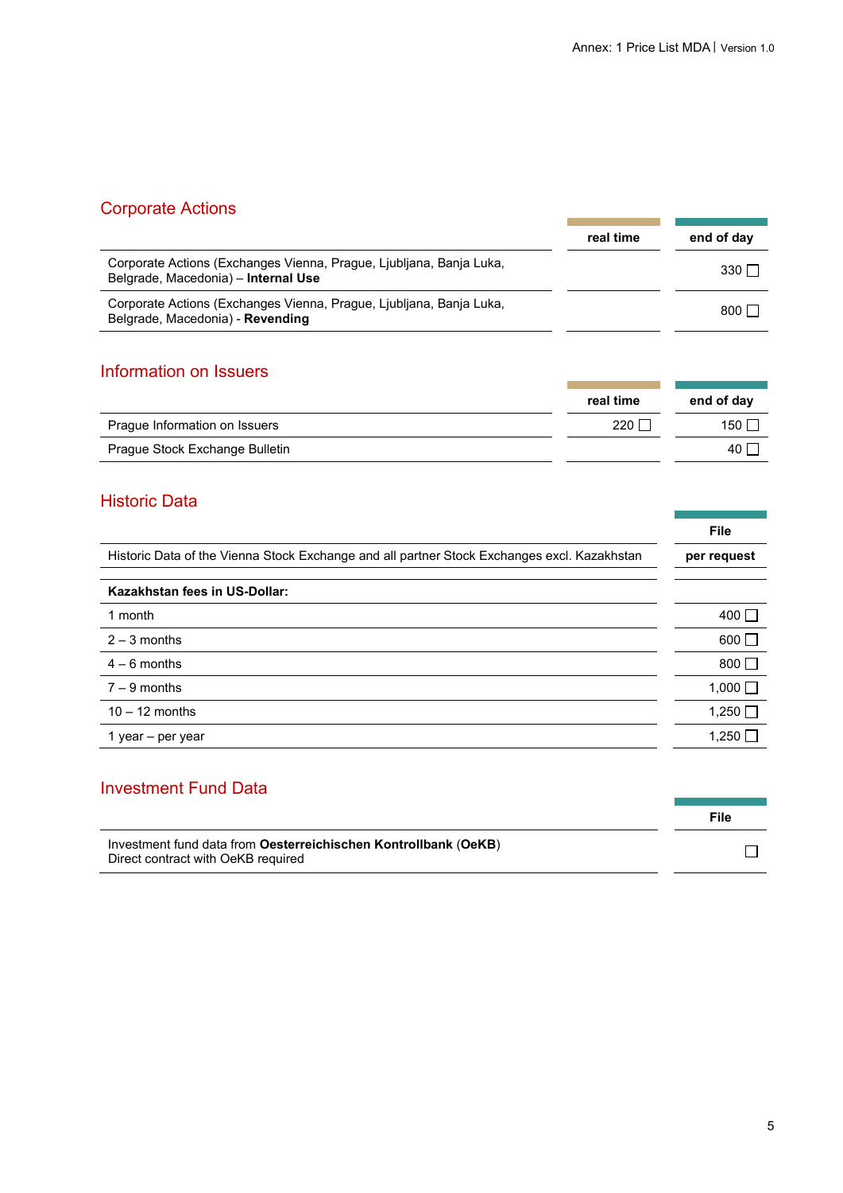## Corporate Actions

| | real time | end of day |
|---|---|---|
| Corporate Actions (Exchanges Vienna, Prague, Ljubljana, Banja Luka, Belgrade, Macedonia) – **Internal Use** | | 330 ☐ |
| Corporate Actions (Exchanges Vienna, Prague, Ljubljana, Banja Luka, Belgrade, Macedonia) - **Revending** | | 800 ☐ |

## Information on Issuers

| | real time | end of day |
|---|---|---|
| Prague Information on Issuers | 220 ☐ | 150 ☐ |
| Prague Stock Exchange Bulletin | | 40 ☐ |

## Historic Data

| | File |
|---|---|
| Historic Data of the Vienna Stock Exchange and all partner Stock Exchanges excl. Kazakhstan | **per request** |
| **Kazakhstan fees in US-Dollar:** | |
| 1 month | 400 ☐ |
| 2 – 3 months | 600 ☐ |
| 4 – 6 months | 800 ☐ |
| 7 – 9 months | 1,000 ☐ |
| 10 – 12 months | 1,250 ☐ |
| 1 year – per year | 1,250 ☐ |

## Investment Fund Data

| | File |
|---|---|
| Investment fund data from **Oesterreichischen Kontrollbank** (**OeKB**)<br>Direct contract with OeKB required | ☐ |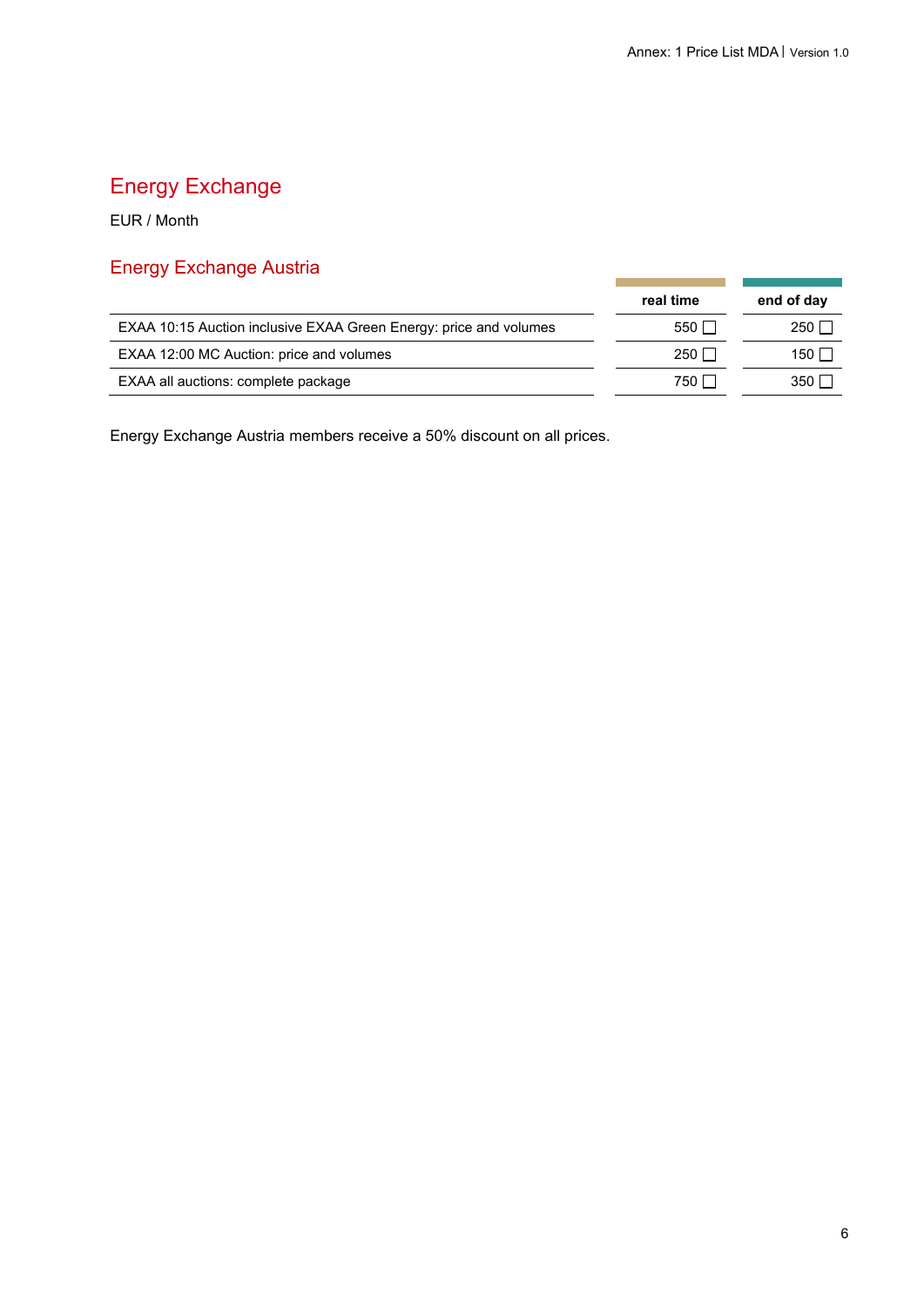# Energy Exchange

EUR / Month

## Energy Exchange Austria

| | real time | end of day |
|---|---|---|
| EXAA 10:15 Auction inclusive EXAA Green Energy: price and volumes | 550 ☐ | 250 ☐ |
| EXAA 12:00 MC Auction: price and volumes | 250 ☐ | 150 ☐ |
| EXAA all auctions: complete package | 750 ☐ | 350 ☐ |

Energy Exchange Austria members receive a 50% discount on all prices.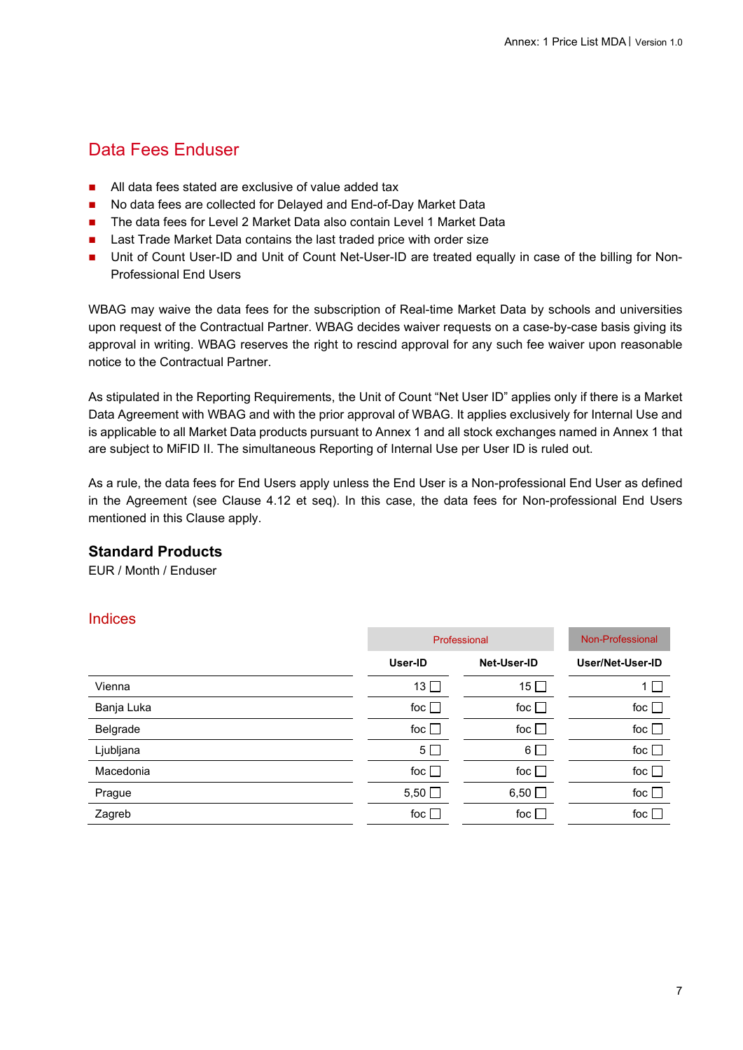## Data Fees Enduser

- All data fees stated are exclusive of value added tax
- No data fees are collected for Delayed and End-of-Day Market Data
- The data fees for Level 2 Market Data also contain Level 1 Market Data
- Last Trade Market Data contains the last traded price with order size
- Unit of Count User-ID and Unit of Count Net-User-ID are treated equally in case of the billing for Non-Professional End Users

WBAG may waive the data fees for the subscription of Real-time Market Data by schools and universities upon request of the Contractual Partner. WBAG decides waiver requests on a case-by-case basis giving its approval in writing. WBAG reserves the right to rescind approval for any such fee waiver upon reasonable notice to the Contractual Partner.

As stipulated in the Reporting Requirements, the Unit of Count "Net User ID" applies only if there is a Market Data Agreement with WBAG and with the prior approval of WBAG. It applies exclusively for Internal Use and is applicable to all Market Data products pursuant to Annex 1 and all stock exchanges named in Annex 1 that are subject to MiFID II. The simultaneous Reporting of Internal Use per User ID is ruled out.

As a rule, the data fees for End Users apply unless the End User is a Non-professional End User as defined in the Agreement (see Clause 4.12 et seq). In this case, the data fees for Non-professional End Users mentioned in this Clause apply.

### Standard Products

EUR / Month / Enduser

#### Indices

| | Professional | | Non-Professional |
|---|---|---|---|
| | User-ID | Net-User-ID | User/Net-User-ID |
| Vienna | 13 ☐ | 15 ☐ | 1 ☐ |
| Banja Luka | foc ☐ | foc ☐ | foc ☐ |
| Belgrade | foc ☐ | foc ☐ | foc ☐ |
| Ljubljana | 5 ☐ | 6 ☐ | foc ☐ |
| Macedonia | foc ☐ | foc ☐ | foc ☐ |
| Prague | 5,50 ☐ | 6,50 ☐ | foc ☐ |
| Zagreb | foc ☐ | foc ☐ | foc ☐ |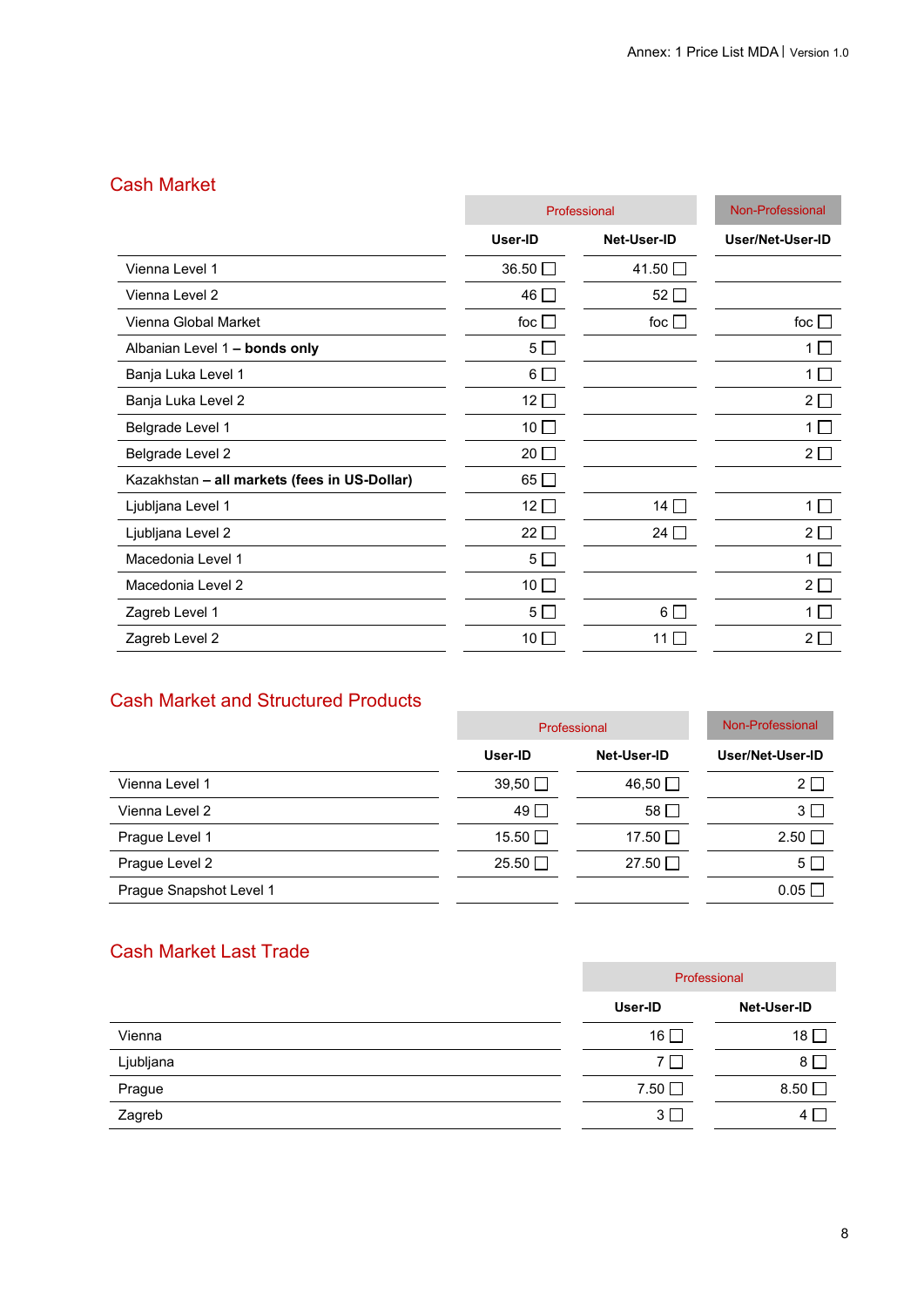## Cash Market

| | Professional | | Non-Professional |
|---|---|---|---|
| | User-ID | Net-User-ID | User/Net-User-ID |
| Vienna Level 1 | 36.50 ☐ | 41.50 ☐ | |
| Vienna Level 2 | 46 ☐ | 52 ☐ | |
| Vienna Global Market | foc ☐ | foc ☐ | foc ☐ |
| Albanian Level 1 **– bonds only** | 5 ☐ | | 1 ☐ |
| Banja Luka Level 1 | 6 ☐ | | 1 ☐ |
| Banja Luka Level 2 | 12 ☐ | | 2 ☐ |
| Belgrade Level 1 | 10 ☐ | | 1 ☐ |
| Belgrade Level 2 | 20 ☐ | | 2 ☐ |
| Kazakhstan **– all markets (fees in US-Dollar)** | 65 ☐ | | |
| Ljubljana Level 1 | 12 ☐ | 14 ☐ | 1 ☐ |
| Ljubljana Level 2 | 22 ☐ | 24 ☐ | 2 ☐ |
| Macedonia Level 1 | 5 ☐ | | 1 ☐ |
| Macedonia Level 2 | 10 ☐ | | 2 ☐ |
| Zagreb Level 1 | 5 ☐ | 6 ☐ | 1 ☐ |
| Zagreb Level 2 | 10 ☐ | 11 ☐ | 2 ☐ |

## Cash Market and Structured Products

| | Professional | | Non-Professional |
|---|---|---|---|
| | User-ID | Net-User-ID | User/Net-User-ID |
| Vienna Level 1 | 39,50 ☐ | 46,50 ☐ | 2 ☐ |
| Vienna Level 2 | 49 ☐ | 58 ☐ | 3 ☐ |
| Prague Level 1 | 15.50 ☐ | 17.50 ☐ | 2.50 ☐ |
| Prague Level 2 | 25.50 ☐ | 27.50 ☐ | 5 ☐ |
| Prague Snapshot Level 1 | | | 0.05 ☐ |

## Cash Market Last Trade

| | Professional | |
|---|---|---|
| | User-ID | Net-User-ID |
| Vienna | 16 ☐ | 18 ☐ |
| Ljubljana | 7 ☐ | 8 ☐ |
| Prague | 7.50 ☐ | 8.50 ☐ |
| Zagreb | 3 ☐ | 4 ☐ |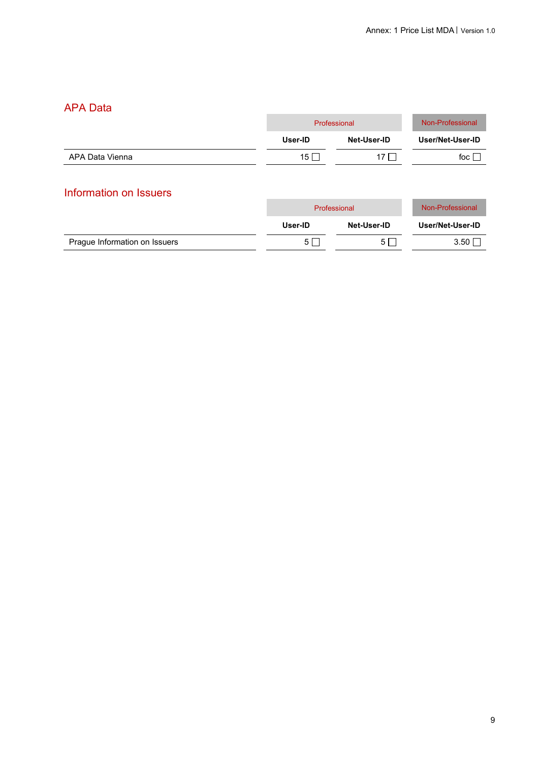## APA Data

| | Professional | | Non-Professional |
|---|---|---|---|
| | User-ID | Net-User-ID | User/Net-User-ID |
| APA Data Vienna | 15 ☐ | 17 ☐ | foc ☐ |

## Information on Issuers

| | Professional | | Non-Professional |
|---|---|---|---|
| | User-ID | Net-User-ID | User/Net-User-ID |
| Prague Information on Issuers | 5 ☐ | 5 ☐ | 3.50 ☐ |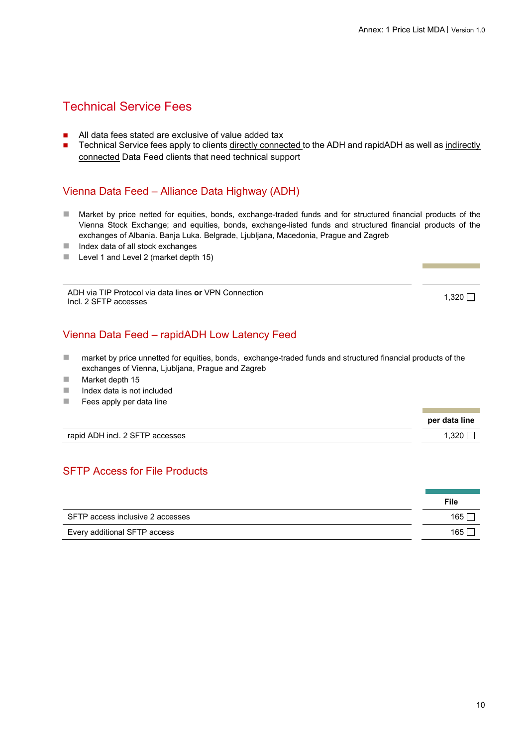# Technical Service Fees

- All data fees stated are exclusive of value added tax
- Technical Service fees apply to clients directly connected to the ADH and rapidADH as well as indirectly connected Data Feed clients that need technical support

## Vienna Data Feed – Alliance Data Highway (ADH)

- Market by price netted for equities, bonds, exchange-traded funds and for structured financial products of the Vienna Stock Exchange; and equities, bonds, exchange-listed funds and structured financial products of the exchanges of Albania. Banja Luka. Belgrade, Ljubljana, Macedonia, Prague and Zagreb
- Index data of all stock exchanges
- Level 1 and Level 2 (market depth 15)

| | |
|---|---|
| ADH via TIP Protocol via data lines **or** VPN Connection<br>Incl. 2 SFTP accesses | 1,320 ☐ |

## Vienna Data Feed – rapidADH Low Latency Feed

- market by price unnetted for equities, bonds, exchange-traded funds and structured financial products of the exchanges of Vienna, Ljubljana, Prague and Zagreb
- Market depth 15
- Index data is not included
- Fees apply per data line

| | **per data line** |
|---|---|
| rapid ADH incl. 2 SFTP accesses | 1,320 ☐ |

## SFTP Access for File Products

| | **File** |
|---|---|
| SFTP access inclusive 2 accesses | 165 ☐ |
| Every additional SFTP access | 165 ☐ |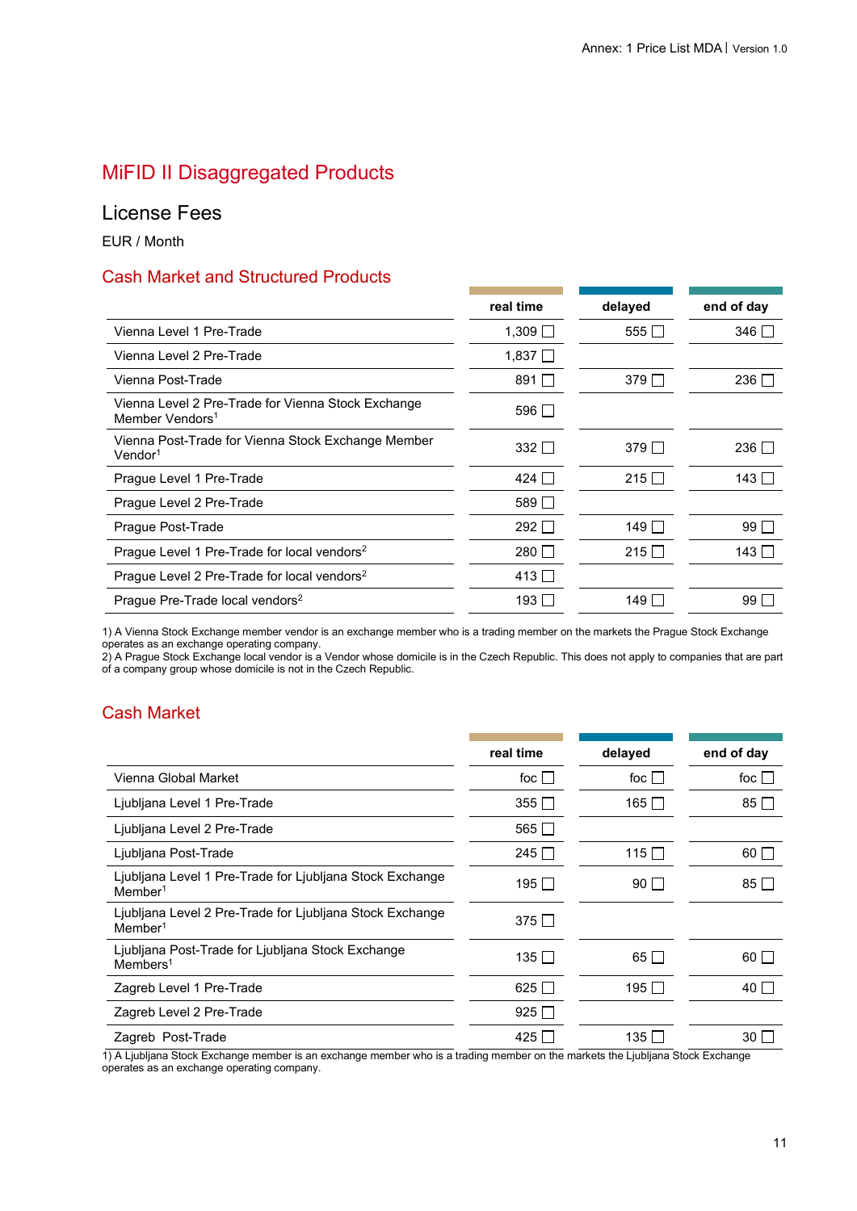# MiFID II Disaggregated Products

## License Fees

EUR / Month

### Cash Market and Structured Products

| | real time | delayed | end of day |
|---|---|---|---|
| Vienna Level 1 Pre-Trade | 1,309 ☐ | 555 ☐ | 346 ☐ |
| Vienna Level 2 Pre-Trade | 1,837 ☐ | | |
| Vienna Post-Trade | 891 ☐ | 379 ☐ | 236 ☐ |
| Vienna Level 2 Pre-Trade for Vienna Stock Exchange Member Vendors[1] | 596 ☐ | | |
| Vienna Post-Trade for Vienna Stock Exchange Member Vendor[1] | 332 ☐ | 379 ☐ | 236 ☐ |
| Prague Level 1 Pre-Trade | 424 ☐ | 215 ☐ | 143 ☐ |
| Prague Level 2 Pre-Trade | 589 ☐ | | |
| Prague Post-Trade | 292 ☐ | 149 ☐ | 99 ☐ |
| Prague Level 1 Pre-Trade for local vendors[2] | 280 ☐ | 215 ☐ | 143 ☐ |
| Prague Level 2 Pre-Trade for local vendors[2] | 413 ☐ | | |
| Prague Pre-Trade local vendors[2] | 193 ☐ | 149 ☐ | 99 ☐ |

1) A Vienna Stock Exchange member vendor is an exchange member who is a trading member on the markets the Prague Stock Exchange operates as an exchange operating company.
2) A Prague Stock Exchange local vendor is a Vendor whose domicile is in the Czech Republic. This does not apply to companies that are part of a company group whose domicile is not in the Czech Republic.

### Cash Market

| | real time | delayed | end of day |
|---|---|---|---|
| Vienna Global Market | foc ☐ | foc ☐ | foc ☐ |
| Ljubljana Level 1 Pre-Trade | 355 ☐ | 165 ☐ | 85 ☐ |
| Ljubljana Level 2 Pre-Trade | 565 ☐ | | |
| Ljubljana Post-Trade | 245 ☐ | 115 ☐ | 60 ☐ |
| Ljubljana Level 1 Pre-Trade for Ljubljana Stock Exchange Member[1] | 195 ☐ | 90 ☐ | 85 ☐ |
| Ljubljana Level 2 Pre-Trade for Ljubljana Stock Exchange Member[1] | 375 ☐ | | |
| Ljubljana Post-Trade for Ljubljana Stock Exchange Members[1] | 135 ☐ | 65 ☐ | 60 ☐ |
| Zagreb Level 1 Pre-Trade | 625 ☐ | 195 ☐ | 40 ☐ |
| Zagreb Level 2 Pre-Trade | 925 ☐ | | |
| Zagreb Post-Trade | 425 ☐ | 135 ☐ | 30 ☐ |

1) A Ljubljana Stock Exchange member is an exchange member who is a trading member on the markets the Ljubljana Stock Exchange operates as an exchange operating company.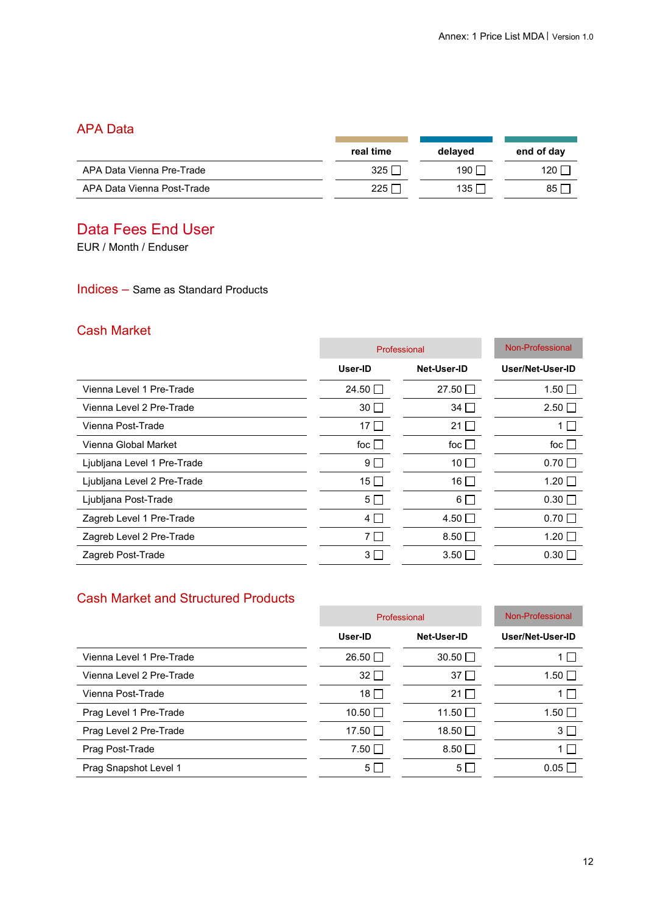## APA Data

| | real time | delayed | end of day |
|---|---|---|---|
| APA Data Vienna Pre-Trade | 325 ☐ | 190 ☐ | 120 ☐ |
| APA Data Vienna Post-Trade | 225 ☐ | 135 ☐ | 85 ☐ |

## Data Fees End User

EUR / Month / Enduser

### Indices – Same as Standard Products

### Cash Market

| | Professional | | Non-Professional |
|---|---|---|---|
| | User-ID | Net-User-ID | User/Net-User-ID |
| Vienna Level 1 Pre-Trade | 24.50 ☐ | 27.50 ☐ | 1.50 ☐ |
| Vienna Level 2 Pre-Trade | 30 ☐ | 34 ☐ | 2.50 ☐ |
| Vienna Post-Trade | 17 ☐ | 21 ☐ | 1 ☐ |
| Vienna Global Market | foc ☐ | foc ☐ | foc ☐ |
| Ljubljana Level 1 Pre-Trade | 9 ☐ | 10 ☐ | 0.70 ☐ |
| Ljubljana Level 2 Pre-Trade | 15 ☐ | 16 ☐ | 1.20 ☐ |
| Ljubljana Post-Trade | 5 ☐ | 6 ☐ | 0.30 ☐ |
| Zagreb Level 1 Pre-Trade | 4 ☐ | 4.50 ☐ | 0.70 ☐ |
| Zagreb Level 2 Pre-Trade | 7 ☐ | 8.50 ☐ | 1.20 ☐ |
| Zagreb Post-Trade | 3 ☐ | 3.50 ☐ | 0.30 ☐ |

### Cash Market and Structured Products

| | Professional | | Non-Professional |
|---|---|---|---|
| | User-ID | Net-User-ID | User/Net-User-ID |
| Vienna Level 1 Pre-Trade | 26.50 ☐ | 30.50 ☐ | 1 ☐ |
| Vienna Level 2 Pre-Trade | 32 ☐ | 37 ☐ | 1.50 ☐ |
| Vienna Post-Trade | 18 ☐ | 21 ☐ | 1 ☐ |
| Prag Level 1 Pre-Trade | 10.50 ☐ | 11.50 ☐ | 1.50 ☐ |
| Prag Level 2 Pre-Trade | 17.50 ☐ | 18.50 ☐ | 3 ☐ |
| Prag Post-Trade | 7.50 ☐ | 8.50 ☐ | 1 ☐ |
| Prag Snapshot Level 1 | 5 ☐ | 5 ☐ | 0.05 ☐ |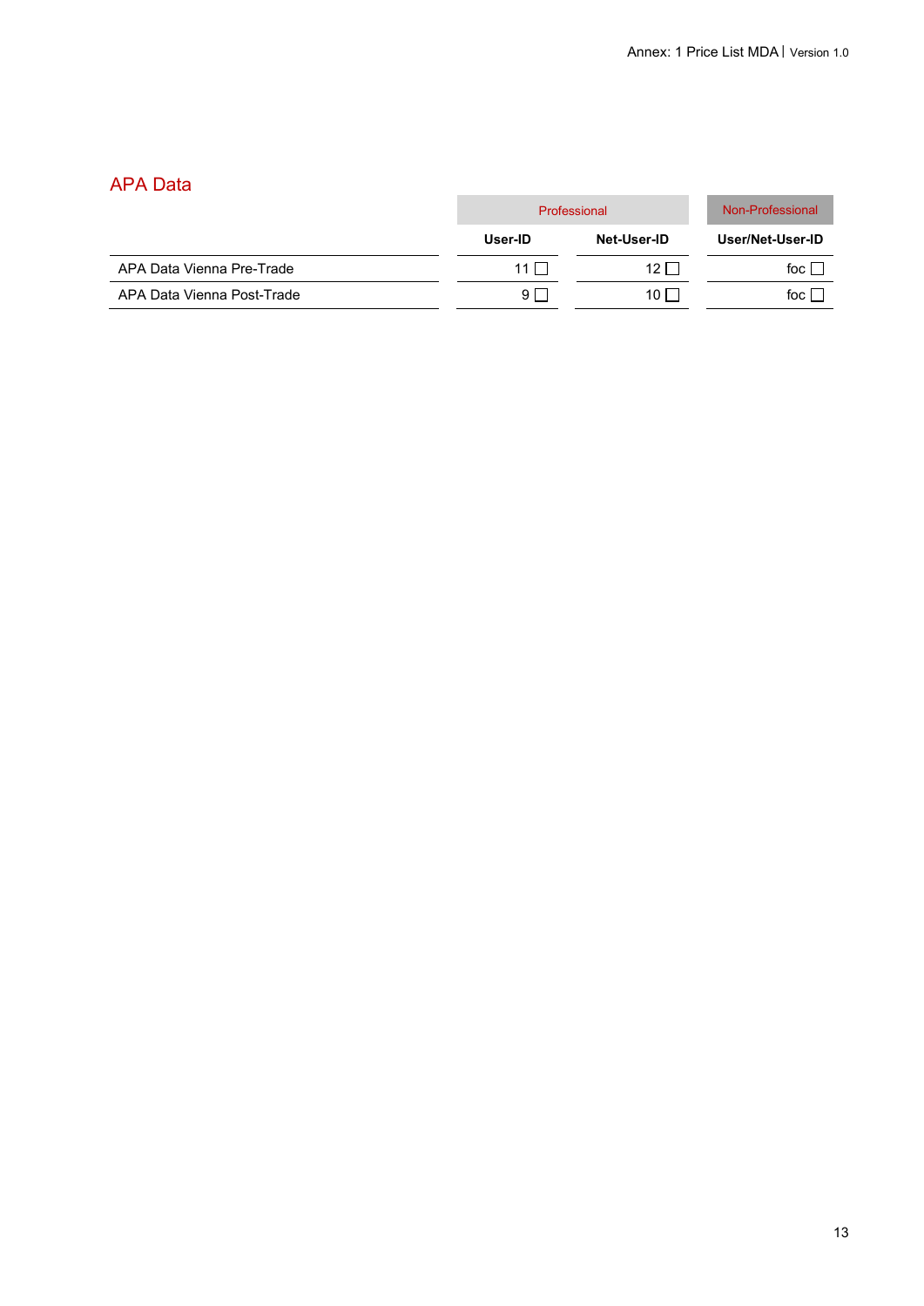## APA Data

| | Professional | | Non-Professional |
|---|---|---|---|
| | User-ID | Net-User-ID | User/Net-User-ID |
| APA Data Vienna Pre-Trade | 11 ☐ | 12 ☐ | foc ☐ |
| APA Data Vienna Post-Trade | 9 ☐ | 10 ☐ | foc ☐ |